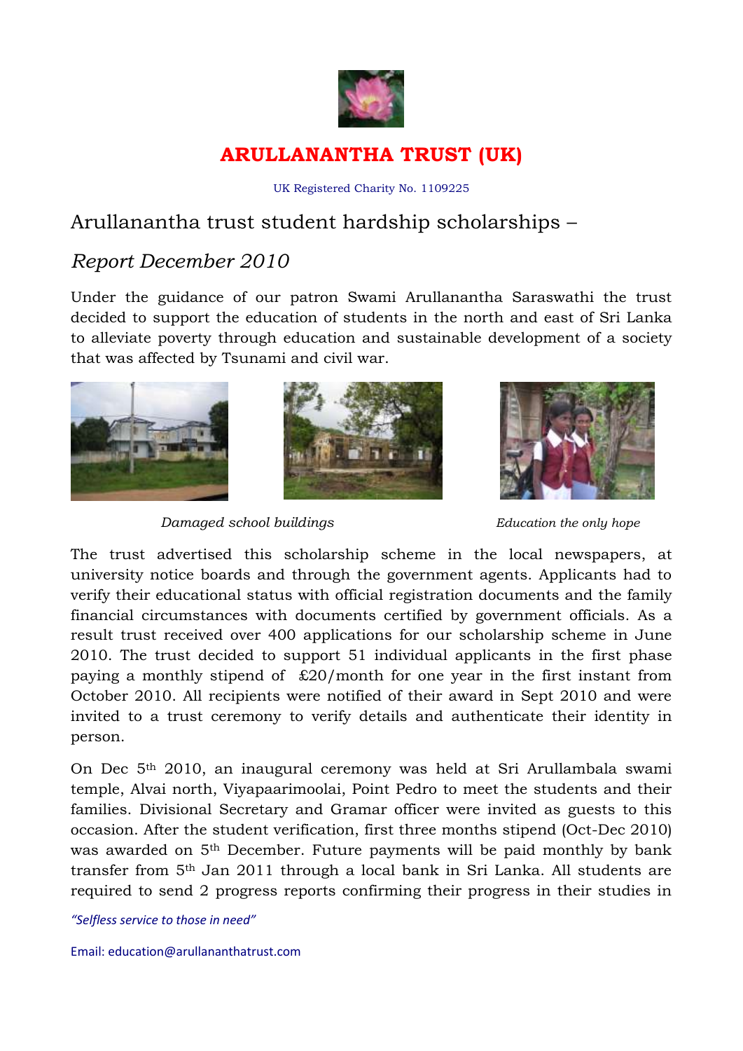# ARULLANANTHA TRUST (UK)

UK Registered Charity No. 1109225

## Arullanantha trust student hardship scholarships –

## *Report December 2010*

Under the guidance of our patron Swami Arullanantha Saraswathi the trust decided to support the education of students in the north and east of Sri Lanka to alleviate poverty through education and sustainable development of a society that was affected by Tsunami and civil war.

*Damaged school buildings*

*Education the only hope*

The trust advertised this scholarship scheme in the local newspapers, at university notice boards and through the government agents. Applicants had to verify their educational status with official registration documents and the family financial circumstances with documents certified by government officials. As a result trust received over 400 applications for our scholarship scheme in June 2010. The trust decided to support 51 individual applicants in the first phase paying a monthly stipend of £20/month for one year in the first instant from October 2010. All recipients were notified of their award in Sept 2010 and were invited to a trust ceremony to verify details and authenticate their identity in person.

On Dec 5th 2010, an inaugural ceremony was held at Sri Arullambala swami temple, Alvai north, Viyapaarimoolai, Point Pedro to meet the students and their families. Divisional Secretary and Gramar officer were invited as guests to this occasion. After the student verification, first three months stipend (Oct-Dec 2010) was awarded on 5th December. Future payments will be paid monthly by bank transfer from 5th Jan 2011 through a local bank in Sri Lanka. All students are required to send 2 progress reports confirming their progress in their studies in

*"Selfless service to those in need"*

Email: education@arullananthatrust.com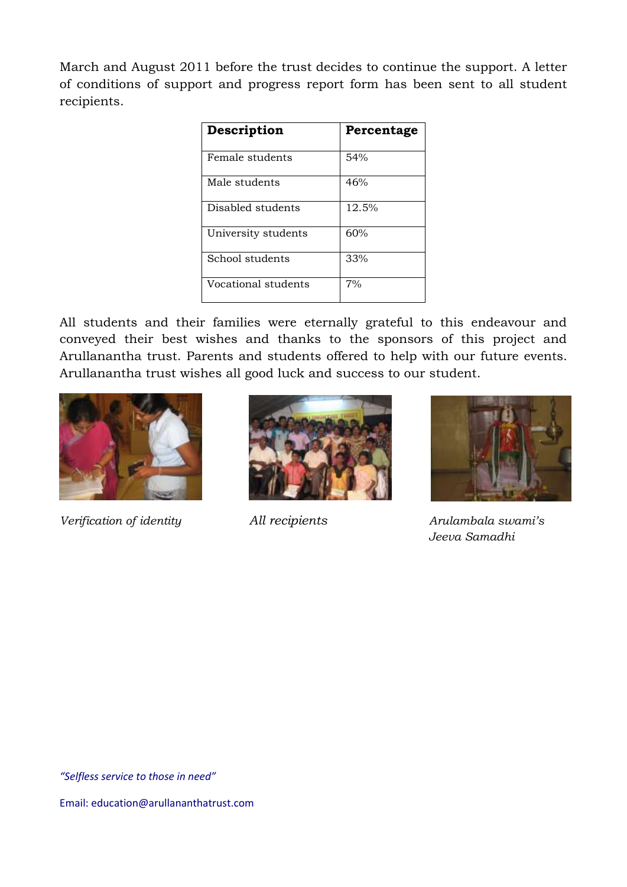March and August 2011 before the trust decides to continue the support. A letter of conditions of support and progress report form has been sent to all student recipients.

| Description | Percentage |
|---|---|
| Female students | 54% |
| Male students | 46% |
| Disabled students | 12.5% |
| University students | 60% |
| School students | 33% |
| Vocational students | 7% |

All students and their families were eternally grateful to this endeavour and conveyed their best wishes and thanks to the sponsors of this project and Arullanantha trust. Parents and students offered to help with our future events. Arullanantha trust wishes all good luck and success to our student.

*Verification of identity*

*All recipients*

*Arulambala swami's Jeeva Samadhi*

*"Selfless service to those in need"*

Email: education@arullananthatrust.com